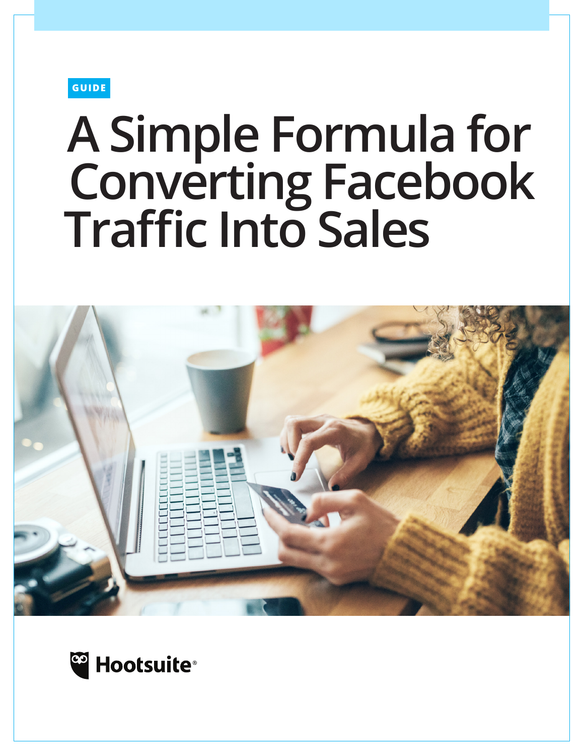GUIDE

# A Simple Formula for Converting Facebook Traffic Into Sales

Hootsuite®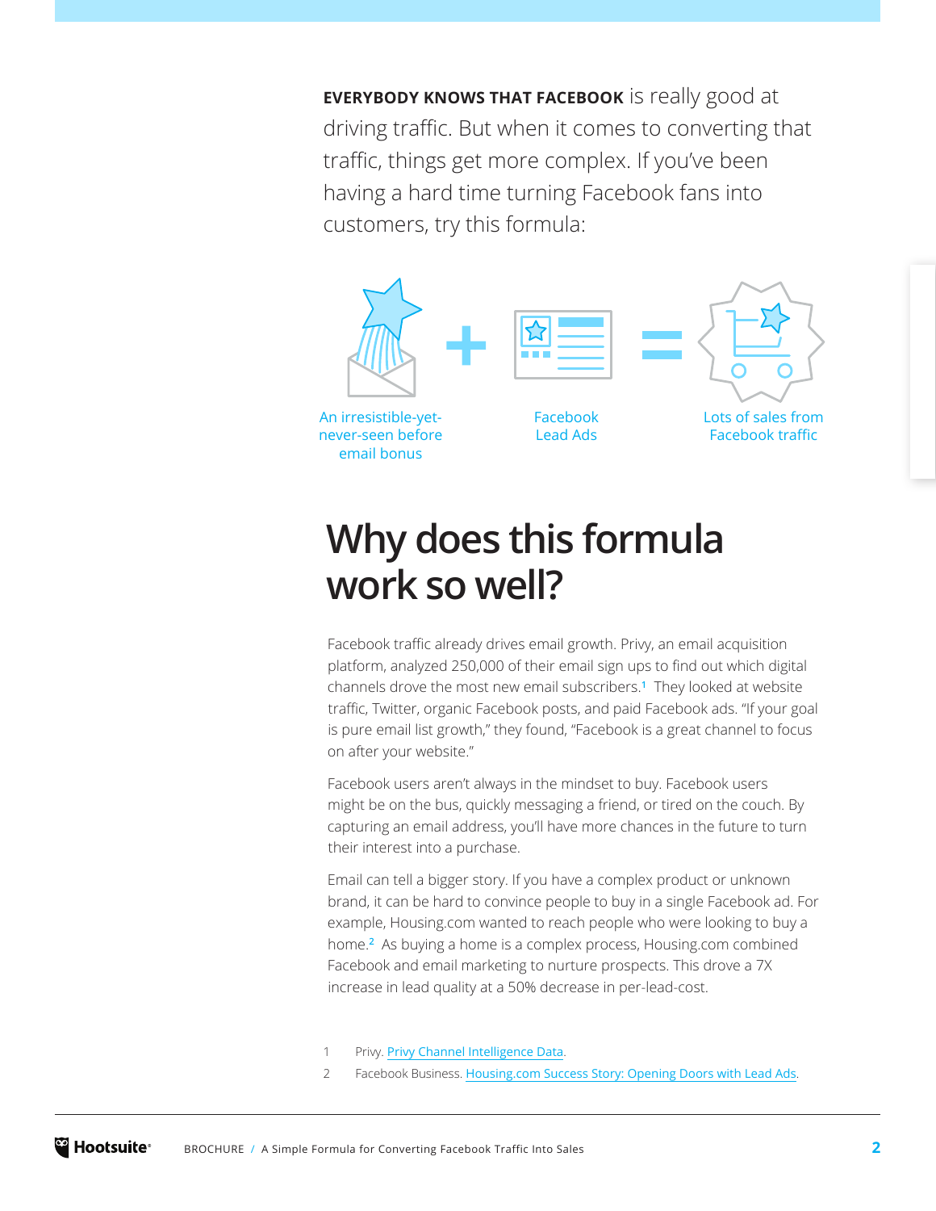**EVERYBODY KNOWS THAT FACEBOOK** is really good at driving traffic. But when it comes to converting that traffic, things get more complex. If you've been having a hard time turning Facebook fans into customers, try this formula:

An irresistible-yet-never-seen before email bonus + Facebook Lead Ads = Lots of sales from Facebook traffic

# Why does this formula work so well?

Facebook traffic already drives email growth. Privy, an email acquisition platform, analyzed 250,000 of their email sign ups to find out which digital channels drove the most new email subscribers.[1] They looked at website traffic, Twitter, organic Facebook posts, and paid Facebook ads. "If your goal is pure email list growth," they found, "Facebook is a great channel to focus on after your website."

Facebook users aren't always in the mindset to buy. Facebook users might be on the bus, quickly messaging a friend, or tired on the couch. By capturing an email address, you'll have more chances in the future to turn their interest into a purchase.

Email can tell a bigger story. If you have a complex product or unknown brand, it can be hard to convince people to buy in a single Facebook ad. For example, Housing.com wanted to reach people who were looking to buy a home.[2] As buying a home is a complex process, Housing.com combined Facebook and email marketing to nurture prospects. This drove a 7X increase in lead quality at a 50% decrease in per-lead-cost.

1. Privy. Privy Channel Intelligence Data.
2. Facebook Business. Housing.com Success Story: Opening Doors with Lead Ads.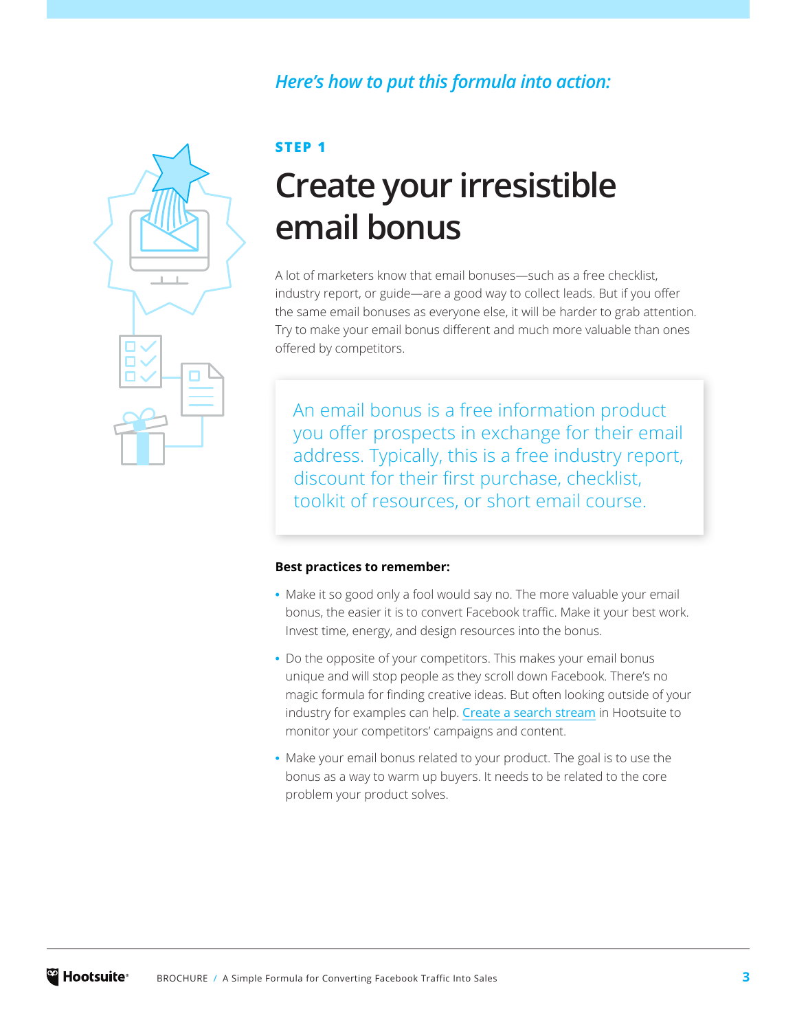*Here's how to put this formula into action:*

**STEP 1**

# Create your irresistible email bonus

A lot of marketers know that email bonuses—such as a free checklist, industry report, or guide—are a good way to collect leads. But if you offer the same email bonuses as everyone else, it will be harder to grab attention. Try to make your email bonus different and much more valuable than ones offered by competitors.

> An email bonus is a free information product you offer prospects in exchange for their email address. Typically, this is a free industry report, discount for their first purchase, checklist, toolkit of resources, or short email course.

**Best practices to remember:**

- Make it so good only a fool would say no. The more valuable your email bonus, the easier it is to convert Facebook traffic. Make it your best work. Invest time, energy, and design resources into the bonus.
- Do the opposite of your competitors. This makes your email bonus unique and will stop people as they scroll down Facebook. There's no magic formula for finding creative ideas. But often looking outside of your industry for examples can help. Create a search stream in Hootsuite to monitor your competitors' campaigns and content.
- Make your email bonus related to your product. The goal is to use the bonus as a way to warm up buyers. It needs to be related to the core problem your product solves.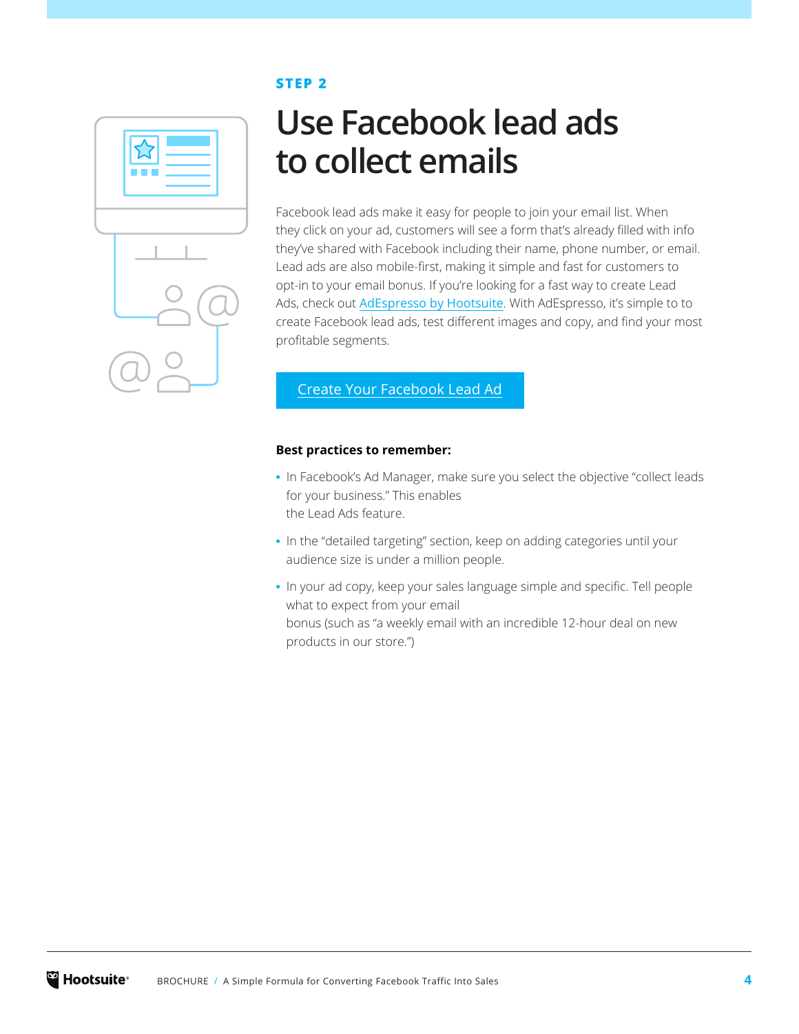STEP 2

# Use Facebook lead ads to collect emails

Facebook lead ads make it easy for people to join your email list. When they click on your ad, customers will see a form that's already filled with info they've shared with Facebook including their name, phone number, or email. Lead ads are also mobile-first, making it simple and fast for customers to opt-in to your email bonus. If you're looking for a fast way to create Lead Ads, check out AdEspresso by Hootsuite. With AdEspresso, it's simple to to create Facebook lead ads, test different images and copy, and find your most profitable segments.

Create Your Facebook Lead Ad

**Best practices to remember:**

- In Facebook's Ad Manager, make sure you select the objective "collect leads for your business." This enables the Lead Ads feature.
- In the "detailed targeting" section, keep on adding categories until your audience size is under a million people.
- In your ad copy, keep your sales language simple and specific. Tell people what to expect from your email bonus (such as "a weekly email with an incredible 12-hour deal on new products in our store.")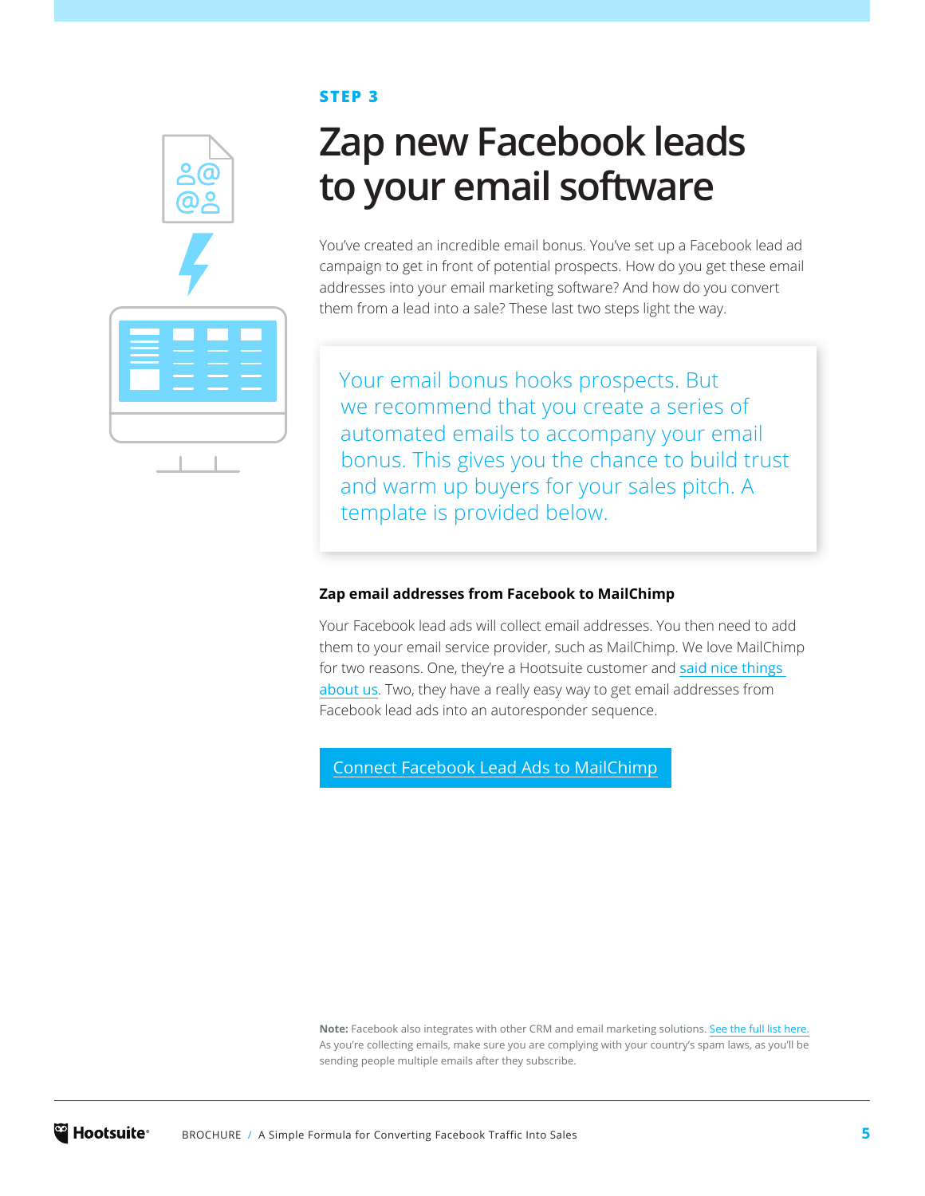**STEP 3**

# Zap new Facebook leads to your email software

You've created an incredible email bonus. You've set up a Facebook lead ad campaign to get in front of potential prospects. How do you get these email addresses into your email marketing software? And how do you convert them from a lead into a sale? These last two steps light the way.

> Your email bonus hooks prospects. But we recommend that you create a series of automated emails to accompany your email bonus. This gives you the chance to build trust and warm up buyers for your sales pitch. A template is provided below.

### Zap email addresses from Facebook to MailChimp

Your Facebook lead ads will collect email addresses. You then need to add them to your email service provider, such as MailChimp. We love MailChimp for two reasons. One, they're a Hootsuite customer and said nice things about us. Two, they have a really easy way to get email addresses from Facebook lead ads into an autoresponder sequence.

Connect Facebook Lead Ads to MailChimp

**Note:** Facebook also integrates with other CRM and email marketing solutions. See the full list here. As you're collecting emails, make sure you are complying with your country's spam laws, as you'll be sending people multiple emails after they subscribe.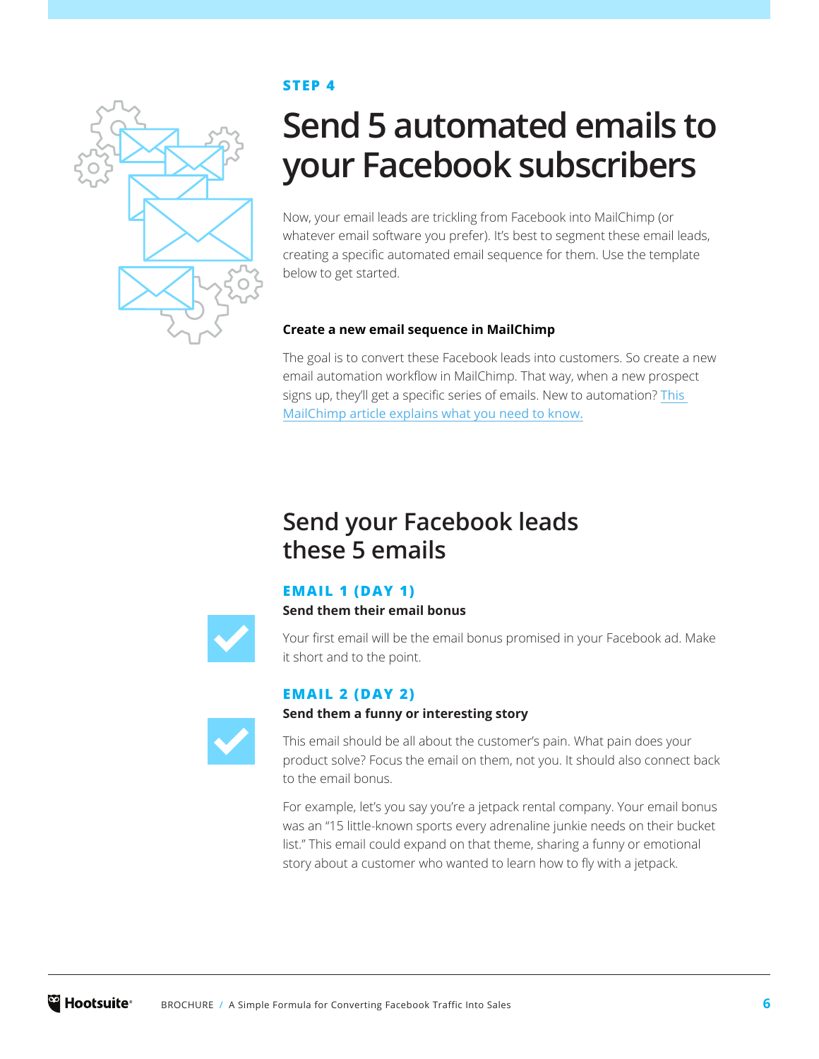STEP 4

# Send 5 automated emails to your Facebook subscribers

Now, your email leads are trickling from Facebook into MailChimp (or whatever email software you prefer). It's best to segment these email leads, creating a specific automated email sequence for them. Use the template below to get started.

**Create a new email sequence in MailChimp**

The goal is to convert these Facebook leads into customers. So create a new email automation workflow in MailChimp. That way, when a new prospect signs up, they'll get a specific series of emails. New to automation? This MailChimp article explains what you need to know.

## Send your Facebook leads these 5 emails

### EMAIL 1 (DAY 1)

**Send them their email bonus**

Your first email will be the email bonus promised in your Facebook ad. Make it short and to the point.

### EMAIL 2 (DAY 2)

**Send them a funny or interesting story**

This email should be all about the customer's pain. What pain does your product solve? Focus the email on them, not you. It should also connect back to the email bonus.

For example, let's you say you're a jetpack rental company. Your email bonus was an "15 little-known sports every adrenaline junkie needs on their bucket list." This email could expand on that theme, sharing a funny or emotional story about a customer who wanted to learn how to fly with a jetpack.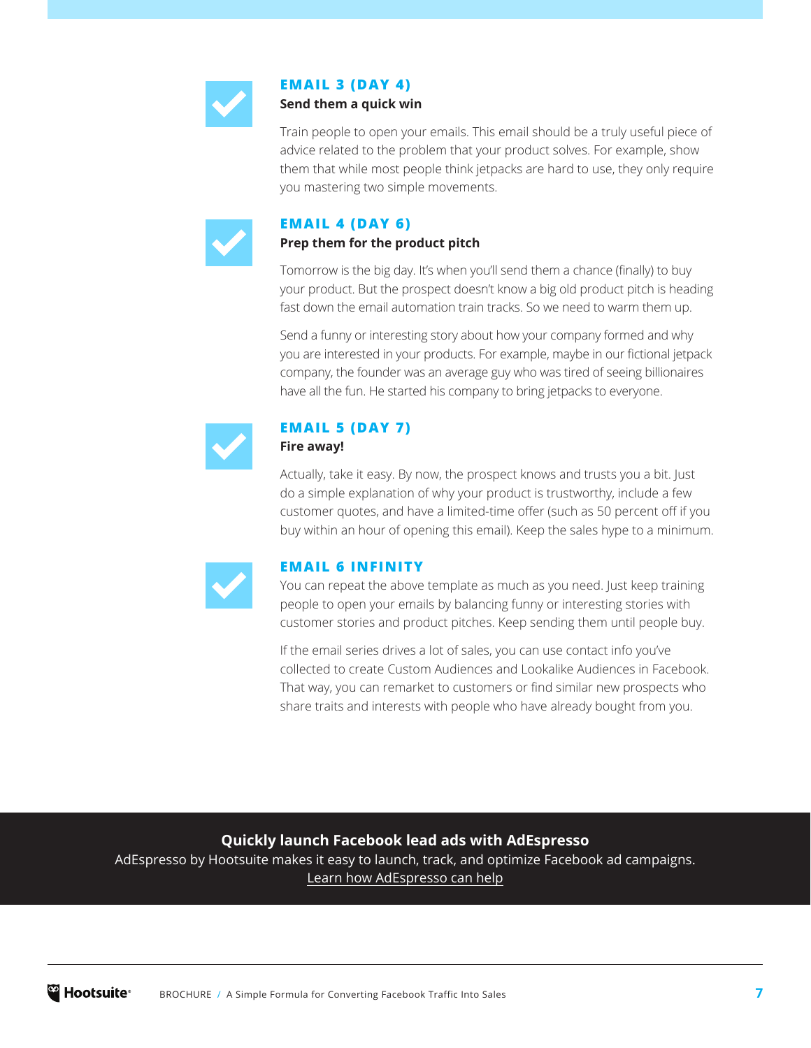### EMAIL 3 (DAY 4)

**Send them a quick win**

Train people to open your emails. This email should be a truly useful piece of advice related to the problem that your product solves. For example, show them that while most people think jetpacks are hard to use, they only require you mastering two simple movements.

### EMAIL 4 (DAY 6)

**Prep them for the product pitch**

Tomorrow is the big day. It's when you'll send them a chance (finally) to buy your product. But the prospect doesn't know a big old product pitch is heading fast down the email automation train tracks. So we need to warm them up.

Send a funny or interesting story about how your company formed and why you are interested in your products. For example, maybe in our fictional jetpack company, the founder was an average guy who was tired of seeing billionaires have all the fun. He started his company to bring jetpacks to everyone.

### EMAIL 5 (DAY 7)

**Fire away!**

Actually, take it easy. By now, the prospect knows and trusts you a bit. Just do a simple explanation of why your product is trustworthy, include a few customer quotes, and have a limited-time offer (such as 50 percent off if you buy within an hour of opening this email). Keep the sales hype to a minimum.

### EMAIL 6 INFINITY

You can repeat the above template as much as you need. Just keep training people to open your emails by balancing funny or interesting stories with customer stories and product pitches. Keep sending them until people buy.

If the email series drives a lot of sales, you can use contact info you've collected to create Custom Audiences and Lookalike Audiences in Facebook. That way, you can remarket to customers or find similar new prospects who share traits and interests with people who have already bought from you.

**Quickly launch Facebook lead ads with AdEspresso**

AdEspresso by Hootsuite makes it easy to launch, track, and optimize Facebook ad campaigns.

Learn how AdEspresso can help